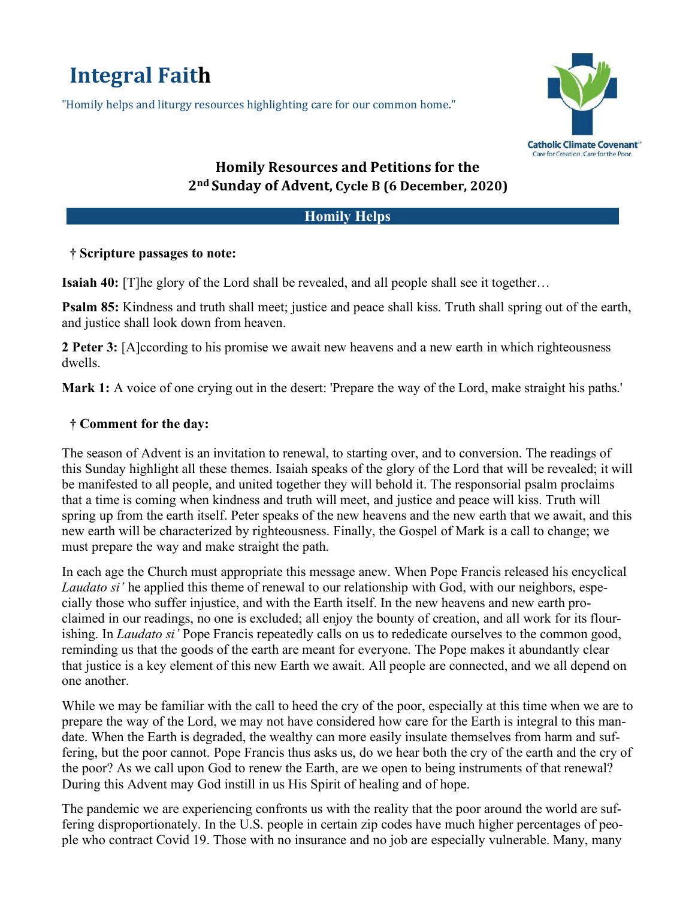# Integral Faith

"Homily helps and liturgy resources highlighting care for our common home."

Catholic Climate Covenant
Care for Creation. Care for the Poor.

## Homily Resources and Petitions for the 2nd Sunday of Advent, Cycle B (6 December, 2020)

## Homily Helps

### † Scripture passages to note:

**Isaiah 40:** [T]he glory of the Lord shall be revealed, and all people shall see it together…

**Psalm 85:** Kindness and truth shall meet; justice and peace shall kiss. Truth shall spring out of the earth, and justice shall look down from heaven.

**2 Peter 3:** [A]ccording to his promise we await new heavens and a new earth in which righteousness dwells.

**Mark 1:** A voice of one crying out in the desert: 'Prepare the way of the Lord, make straight his paths.'

### † Comment for the day:

The season of Advent is an invitation to renewal, to starting over, and to conversion. The readings of this Sunday highlight all these themes. Isaiah speaks of the glory of the Lord that will be revealed; it will be manifested to all people, and united together they will behold it. The responsorial psalm proclaims that a time is coming when kindness and truth will meet, and justice and peace will kiss. Truth will spring up from the earth itself. Peter speaks of the new heavens and the new earth that we await, and this new earth will be characterized by righteousness. Finally, the Gospel of Mark is a call to change; we must prepare the way and make straight the path.

In each age the Church must appropriate this message anew. When Pope Francis released his encyclical *Laudato si'* he applied this theme of renewal to our relationship with God, with our neighbors, especially those who suffer injustice, and with the Earth itself. In the new heavens and new earth proclaimed in our readings, no one is excluded; all enjoy the bounty of creation, and all work for its flourishing. In *Laudato si'* Pope Francis repeatedly calls on us to rededicate ourselves to the common good, reminding us that the goods of the earth are meant for everyone. The Pope makes it abundantly clear that justice is a key element of this new Earth we await. All people are connected, and we all depend on one another.

While we may be familiar with the call to heed the cry of the poor, especially at this time when we are to prepare the way of the Lord, we may not have considered how care for the Earth is integral to this mandate. When the Earth is degraded, the wealthy can more easily insulate themselves from harm and suffering, but the poor cannot. Pope Francis thus asks us, do we hear both the cry of the earth and the cry of the poor? As we call upon God to renew the Earth, are we open to being instruments of that renewal? During this Advent may God instill in us His Spirit of healing and of hope.

The pandemic we are experiencing confronts us with the reality that the poor around the world are suffering disproportionately. In the U.S. people in certain zip codes have much higher percentages of people who contract Covid 19. Those with no insurance and no job are especially vulnerable. Many, many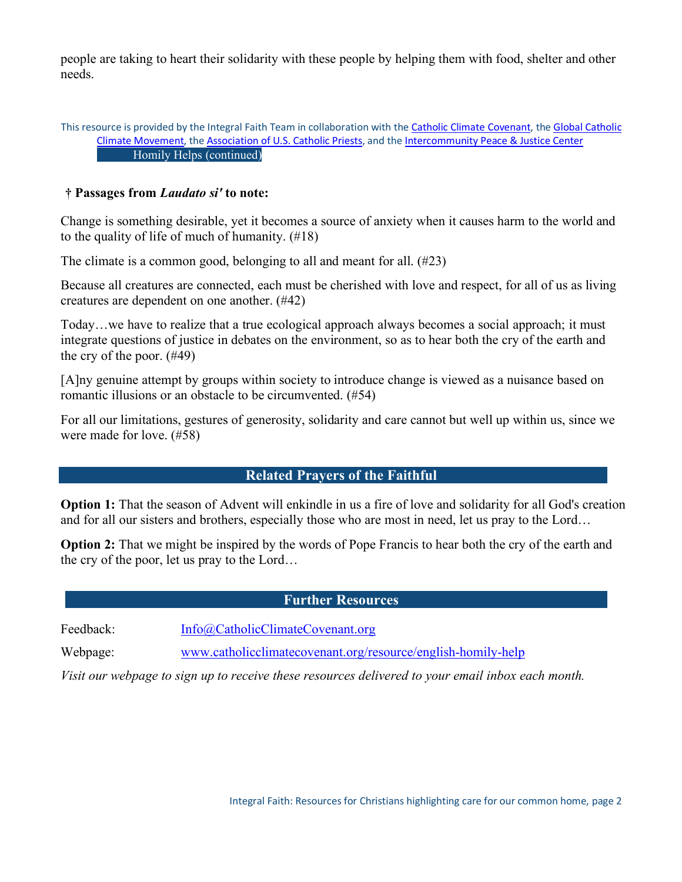people are taking to heart their solidarity with these people by helping them with food, shelter and other needs.

This resource is provided by the Integral Faith Team in collaboration with the Catholic Climate Covenant, the Global Catholic Climate Movement, the Association of U.S. Catholic Priests, and the Intercommunity Peace & Justice Center

Homily Helps (continued)

**† Passages from *Laudato si'* to note:**

Change is something desirable, yet it becomes a source of anxiety when it causes harm to the world and to the quality of life of much of humanity. (#18)

The climate is a common good, belonging to all and meant for all. (#23)

Because all creatures are connected, each must be cherished with love and respect, for all of us as living creatures are dependent on one another. (#42)

Today…we have to realize that a true ecological approach always becomes a social approach; it must integrate questions of justice in debates on the environment, so as to hear both the cry of the earth and the cry of the poor. (#49)

[A]ny genuine attempt by groups within society to introduce change is viewed as a nuisance based on romantic illusions or an obstacle to be circumvented. (#54)

For all our limitations, gestures of generosity, solidarity and care cannot but well up within us, since we were made for love. (#58)

## Related Prayers of the Faithful

**Option 1:** That the season of Advent will enkindle in us a fire of love and solidarity for all God's creation and for all our sisters and brothers, especially those who are most in need, let us pray to the Lord…

**Option 2:** That we might be inspired by the words of Pope Francis to hear both the cry of the earth and the cry of the poor, let us pray to the Lord…

## Further Resources

Feedback: Info@CatholicClimateCovenant.org

Webpage: www.catholicclimatecovenant.org/resource/english-homily-help

*Visit our webpage to sign up to receive these resources delivered to your email inbox each month.*